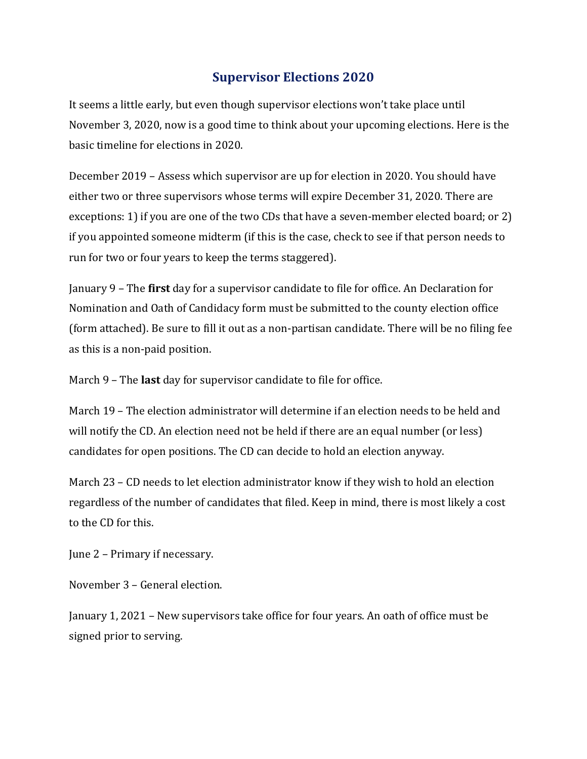# Supervisor Elections 2020

It seems a little early, but even though supervisor elections won't take place until November 3, 2020, now is a good time to think about your upcoming elections. Here is the basic timeline for elections in 2020.

December 2019 – Assess which supervisor are up for election in 2020. You should have either two or three supervisors whose terms will expire December 31, 2020. There are exceptions: 1) if you are one of the two CDs that have a seven-member elected board; or 2) if you appointed someone midterm (if this is the case, check to see if that person needs to run for two or four years to keep the terms staggered).

January 9 – The **first** day for a supervisor candidate to file for office. An Declaration for Nomination and Oath of Candidacy form must be submitted to the county election office (form attached). Be sure to fill it out as a non-partisan candidate. There will be no filing fee as this is a non-paid position.

March 9 – The **last** day for supervisor candidate to file for office.

March 19 – The election administrator will determine if an election needs to be held and will notify the CD. An election need not be held if there are an equal number (or less) candidates for open positions. The CD can decide to hold an election anyway.

March 23 – CD needs to let election administrator know if they wish to hold an election regardless of the number of candidates that filed. Keep in mind, there is most likely a cost to the CD for this.

June 2 – Primary if necessary.

November 3 – General election.

January 1, 2021 – New supervisors take office for four years. An oath of office must be signed prior to serving.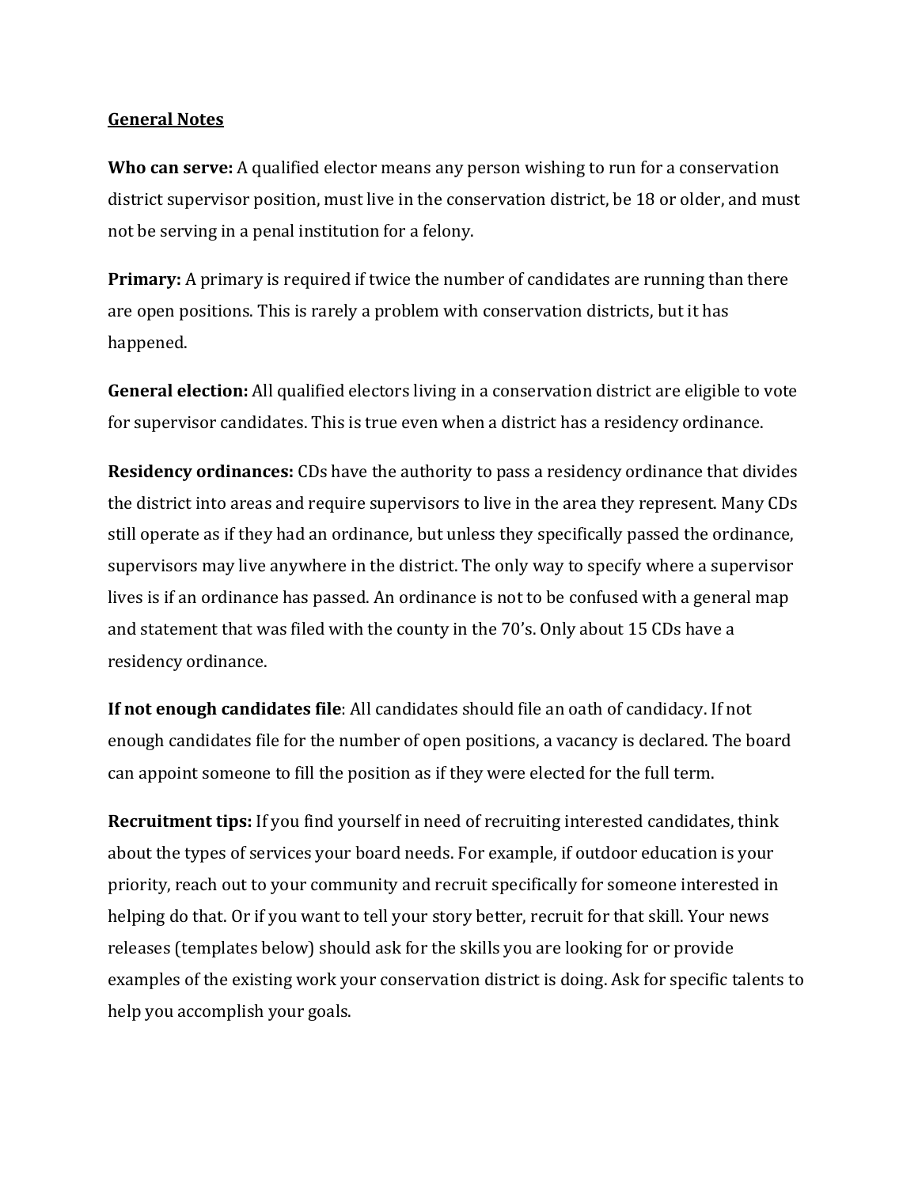## General Notes

**Who can serve:** A qualified elector means any person wishing to run for a conservation district supervisor position, must live in the conservation district, be 18 or older, and must not be serving in a penal institution for a felony.

**Primary:** A primary is required if twice the number of candidates are running than there are open positions. This is rarely a problem with conservation districts, but it has happened.

**General election:** All qualified electors living in a conservation district are eligible to vote for supervisor candidates. This is true even when a district has a residency ordinance.

**Residency ordinances:** CDs have the authority to pass a residency ordinance that divides the district into areas and require supervisors to live in the area they represent. Many CDs still operate as if they had an ordinance, but unless they specifically passed the ordinance, supervisors may live anywhere in the district. The only way to specify where a supervisor lives is if an ordinance has passed. An ordinance is not to be confused with a general map and statement that was filed with the county in the 70's. Only about 15 CDs have a residency ordinance.

**If not enough candidates file**: All candidates should file an oath of candidacy. If not enough candidates file for the number of open positions, a vacancy is declared. The board can appoint someone to fill the position as if they were elected for the full term.

**Recruitment tips:** If you find yourself in need of recruiting interested candidates, think about the types of services your board needs. For example, if outdoor education is your priority, reach out to your community and recruit specifically for someone interested in helping do that. Or if you want to tell your story better, recruit for that skill. Your news releases (templates below) should ask for the skills you are looking for or provide examples of the existing work your conservation district is doing. Ask for specific talents to help you accomplish your goals.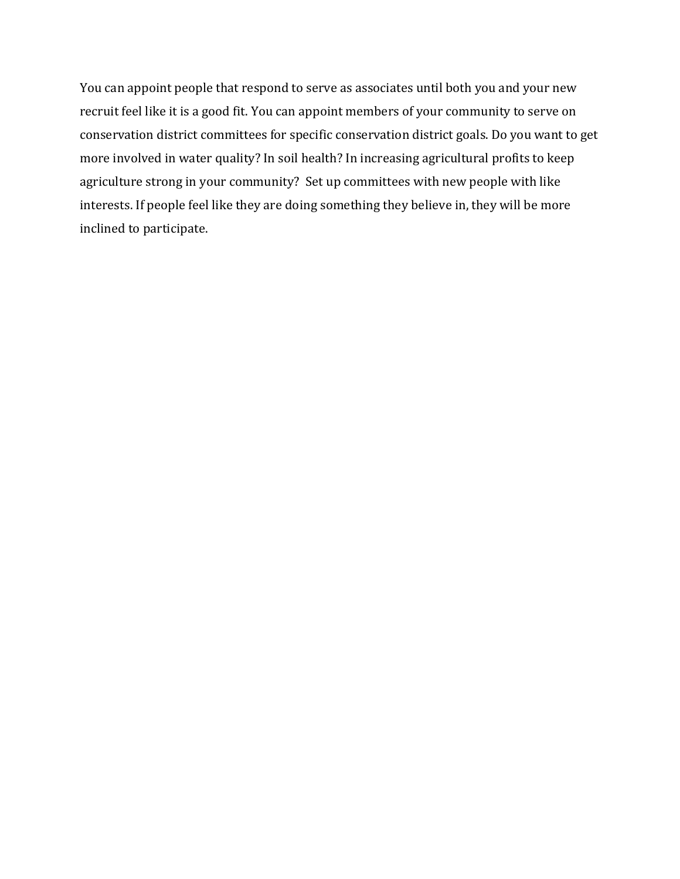You can appoint people that respond to serve as associates until both you and your new recruit feel like it is a good fit. You can appoint members of your community to serve on conservation district committees for specific conservation district goals. Do you want to get more involved in water quality? In soil health? In increasing agricultural profits to keep agriculture strong in your community? Set up committees with new people with like interests. If people feel like they are doing something they believe in, they will be more inclined to participate.